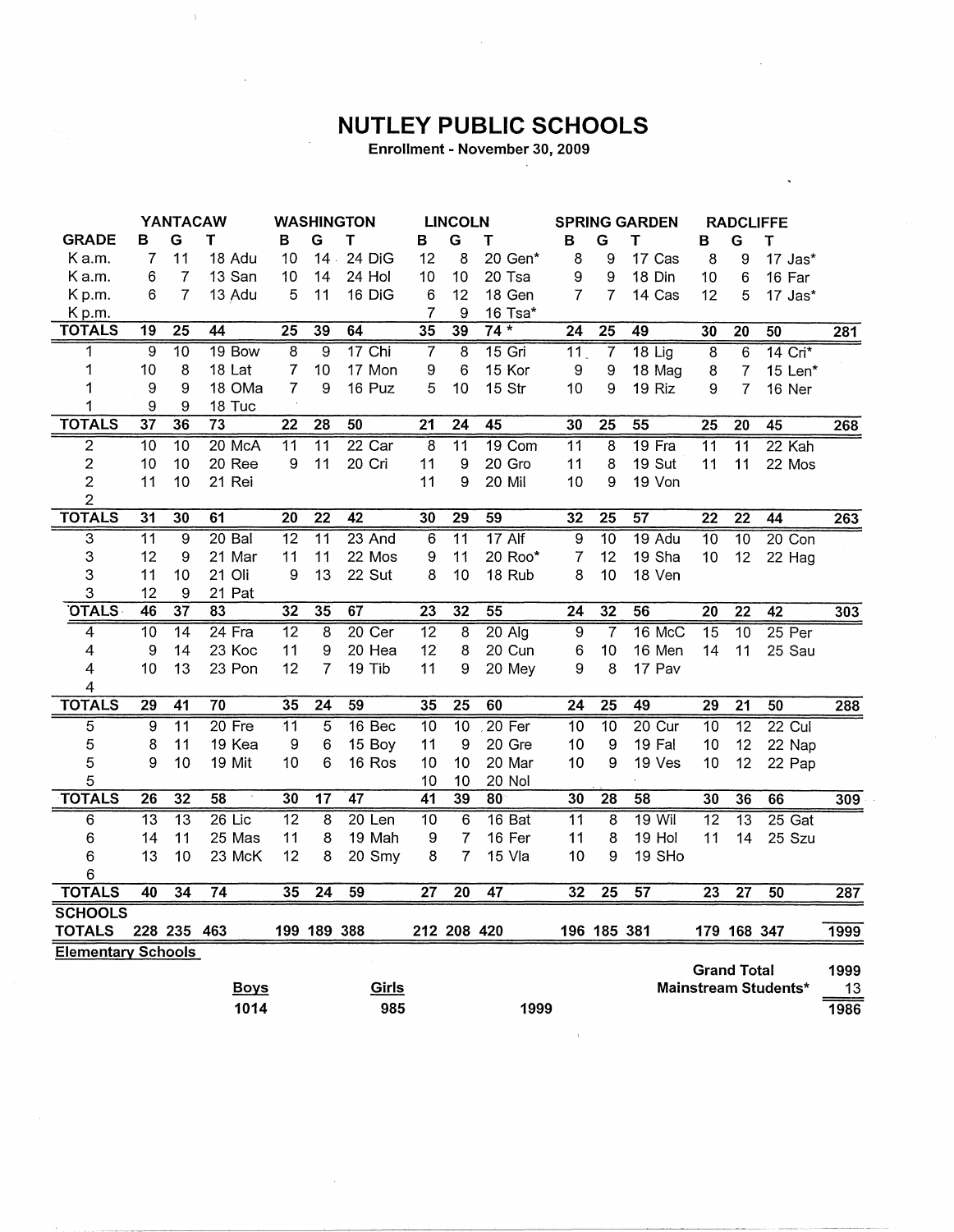# NUTLEY PUBLIC SCHOOLS

**Enrollment - November 30, 2009**

| | YANTACAW | | | | WASHINGTON | | | | LINCOLN | | | | SPRING GARDEN | | | | RADCLIFFE | | | | |
|---|---|---|---|---|---|---|---|---|---|---|---|---|---|---|---|---|---|---|---|---|---|
| **GRADE** | **B** | **G** | **T** | | **B** | **G** | **T** | | **B** | **G** | **T** | | **B** | **G** | **T** | | **B** | **G** | **T** | | |
| K a.m. | 7 | 11 | 18 | Adu | 10 | 14 | 24 | DiG | 12 | 8 | 20 | Gen* | 8 | 9 | 17 | Cas | 8 | 9 | 17 | Jas* | |
| K a.m. | 6 | 7 | 13 | San | 10 | 14 | 24 | Hol | 10 | 10 | 20 | Tsa | 9 | 9 | 18 | Din | 10 | 6 | 16 | Far | |
| K p.m. | 6 | 7 | 13 | Adu | 5 | 11 | 16 | DiG | 6 | 12 | 18 | Gen | 7 | 7 | 14 | Cas | 12 | 5 | 17 | Jas* | |
| K p.m. | | | | | | | | | 7 | 9 | 16 | Tsa* | | | | | | | | | |
| **TOTALS** | **19** | **25** | **44** | | **25** | **39** | **64** | | **35** | **39** | **74 *** | | **24** | **25** | **49** | | **30** | **20** | **50** | | **281** |
| 1 | 9 | 10 | 19 | Bow | 8 | 9 | 17 | Chi | 7 | 8 | 15 | Gri | 11 | 7 | 18 | Lig | 8 | 6 | 14 | Cri* | |
| 1 | 10 | 8 | 18 | Lat | 7 | 10 | 17 | Mon | 9 | 6 | 15 | Kor | 9 | 9 | 18 | Mag | 8 | 7 | 15 | Len* | |
| 1 | 9 | 9 | 18 | OMa | 7 | 9 | 16 | Puz | 5 | 10 | 15 | Str | 10 | 9 | 19 | Riz | 9 | 7 | 16 | Ner | |
| 1 | 9 | 9 | 18 | Tuc | | | | | | | | | | | | | | | | | |
| **TOTALS** | **37** | **36** | **73** | | **22** | **28** | **50** | | **21** | **24** | **45** | | **30** | **25** | **55** | | **25** | **20** | **45** | | **268** |
| 2 | 10 | 10 | 20 | McA | 11 | 11 | 22 | Car | 8 | 11 | 19 | Com | 11 | 8 | 19 | Fra | 11 | 11 | 22 | Kah | |
| 2 | 10 | 10 | 20 | Ree | 9 | 11 | 20 | Cri | 11 | 9 | 20 | Gro | 11 | 8 | 19 | Sut | 11 | 11 | 22 | Mos | |
| 2 | 11 | 10 | 21 | Rei | | | | | 11 | 9 | 20 | Mil | 10 | 9 | 19 | Von | | | | | |
| 2 | | | | | | | | | | | | | | | | | | | | | |
| **TOTALS** | **31** | **30** | **61** | | **20** | **22** | **42** | | **30** | **29** | **59** | | **32** | **25** | **57** | | **22** | **22** | **44** | | **263** |
| 3 | 11 | 9 | 20 | Bal | 12 | 11 | 23 | And | 6 | 11 | 17 | Alf | 9 | 10 | 19 | Adu | 10 | 10 | 20 | Con | |
| 3 | 12 | 9 | 21 | Mar | 11 | 11 | 22 | Mos | 9 | 11 | 20 | Roo* | 7 | 12 | 19 | Sha | 10 | 12 | 22 | Hag | |
| 3 | 11 | 10 | 21 | Oli | 9 | 13 | 22 | Sut | 8 | 10 | 18 | Rub | 8 | 10 | 18 | Ven | | | | | |
| 3 | 12 | 9 | 21 | Pat | | | | | | | | | | | | | | | | | |
| **OTALS** | **46** | **37** | **83** | | **32** | **35** | **67** | | **23** | **32** | **55** | | **24** | **32** | **56** | | **20** | **22** | **42** | | **303** |
| 4 | 10 | 14 | 24 | Fra | 12 | 8 | 20 | Cer | 12 | 8 | 20 | Alg | 9 | 7 | 16 | McC | 15 | 10 | 25 | Per | |
| 4 | 9 | 14 | 23 | Koc | 11 | 9 | 20 | Hea | 12 | 8 | 20 | Cun | 6 | 10 | 16 | Men | 14 | 11 | 25 | Sau | |
| 4 | 10 | 13 | 23 | Pon | 12 | 7 | 19 | Tib | 11 | 9 | 20 | Mey | 9 | 8 | 17 | Pav | | | | | |
| 4 | | | | | | | | | | | | | | | | | | | | | |
| **TOTALS** | **29** | **41** | **70** | | **35** | **24** | **59** | | **35** | **25** | **60** | | **24** | **25** | **49** | | **29** | **21** | **50** | | **288** |
| 5 | 9 | 11 | 20 | Fre | 11 | 5 | 16 | Bec | 10 | 10 | 20 | Fer | 10 | 10 | 20 | Cur | 10 | 12 | 22 | Cul | |
| 5 | 8 | 11 | 19 | Kea | 9 | 6 | 15 | Boy | 11 | 9 | 20 | Gre | 10 | 9 | 19 | Fal | 10 | 12 | 22 | Nap | |
| 5 | 9 | 10 | 19 | Mit | 10 | 6 | 16 | Ros | 10 | 10 | 20 | Mar | 10 | 9 | 19 | Ves | 10 | 12 | 22 | Pap | |
| 5 | | | | | | | | | 10 | 10 | 20 | Nol | | | | | | | | | |
| **TOTALS** | **26** | **32** | **58** | | **30** | **17** | **47** | | **41** | **39** | **80** | | **30** | **28** | **58** | | **30** | **36** | **66** | | **309** |
| 6 | 13 | 13 | 26 | Lic | 12 | 8 | 20 | Len | 10 | 6 | 16 | Bat | 11 | 8 | 19 | Wil | 12 | 13 | 25 | Gat | |
| 6 | 14 | 11 | 25 | Mas | 11 | 8 | 19 | Mah | 9 | 7 | 16 | Fer | 11 | 8 | 19 | Hol | 11 | 14 | 25 | Szu | |
| 6 | 13 | 10 | 23 | McK | 12 | 8 | 20 | Smy | 8 | 7 | 15 | Vla | 10 | 9 | 19 | SHo | | | | | |
| 6 | | | | | | | | | | | | | | | | | | | | | |
| **TOTALS** | **40** | **34** | **74** | | **35** | **24** | **59** | | **27** | **20** | **47** | | **32** | **25** | **57** | | **23** | **27** | **50** | | **287** |
| **SCHOOLS TOTALS** | **228** | **235** | **463** | | **199** | **189** | **388** | | **212** | **208** | **420** | | **196** | **185** | **381** | | **179** | **168** | **347** | | **1999** |

**Elementary Schools**

| **Boys** | **Girls** | | |
|---|---|---|---|
| **1014** | **985** | **1999** | |

| | |
|---|---|
| **Grand Total** | **1999** |
| **Mainstream Students*** | **13** |
| | **1986** |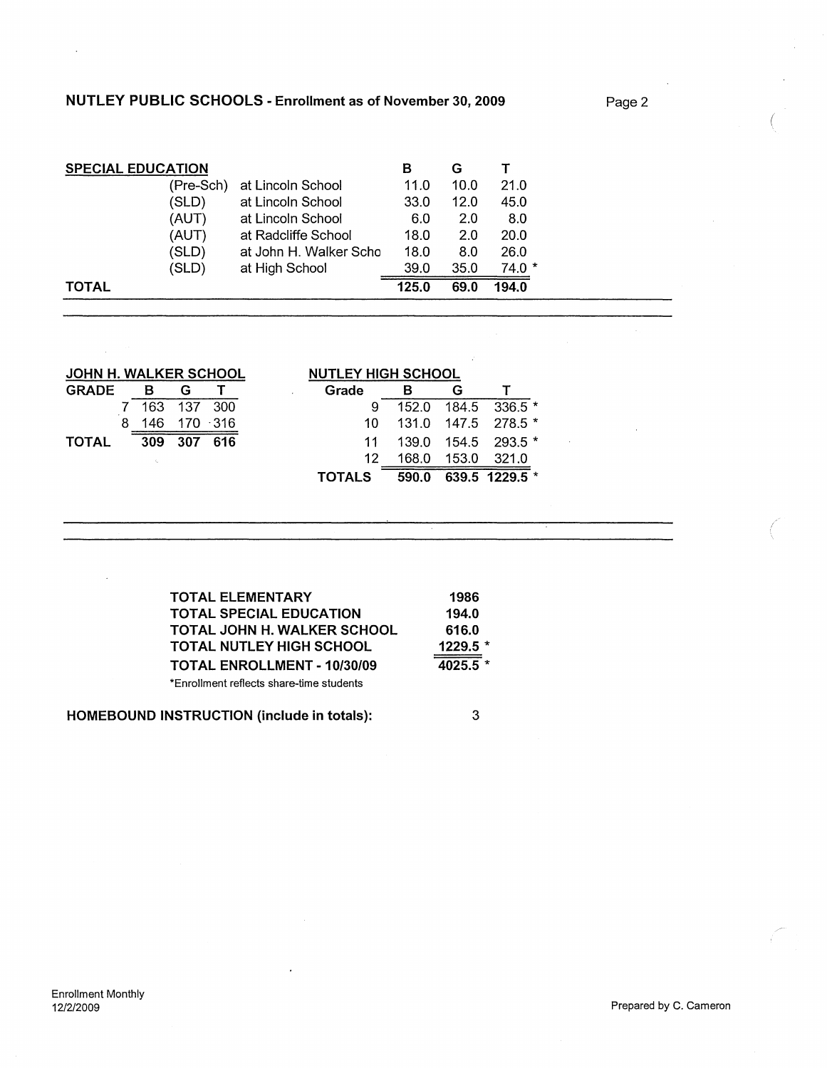## NUTLEY PUBLIC SCHOOLS - Enrollment as of November 30, 2009

| SPECIAL EDUCATION | | | B | G | T |
|---|---|---|---|---|---|
| | (Pre-Sch) | at Lincoln School | 11.0 | 10.0 | 21.0 |
| | (SLD) | at Lincoln School | 33.0 | 12.0 | 45.0 |
| | (AUT) | at Lincoln School | 6.0 | 2.0 | 8.0 |
| | (AUT) | at Radcliffe School | 18.0 | 2.0 | 20.0 |
| | (SLD) | at John H. Walker Scho | 18.0 | 8.0 | 26.0 |
| | (SLD) | at High School | 39.0 | 35.0 | 74.0 * |
| **TOTAL** | | | **125.0** | **69.0** | **194.0** |

**JOHN H. WALKER SCHOOL**

| GRADE | B | G | T |
|---|---|---|---|
| 7 | 163 | 137 | 300 |
| 8 | 146 | 170 | 316 |
| **TOTAL** | **309** | **307** | **616** |

**NUTLEY HIGH SCHOOL**

| Grade | B | G | T |
|---|---|---|---|
| 9 | 152.0 | 184.5 | 336.5 * |
| 10 | 131.0 | 147.5 | 278.5 * |
| 11 | 139.0 | 154.5 | 293.5 * |
| 12 | 168.0 | 153.0 | 321.0 |
| **TOTALS** | **590.0** | **639.5** | **1229.5 *** |

| | |
|---|---|
| **TOTAL ELEMENTARY** | **1986** |
| **TOTAL SPECIAL EDUCATION** | **194.0** |
| **TOTAL JOHN H. WALKER SCHOOL** | **616.0** |
| **TOTAL NUTLEY HIGH SCHOOL** | **1229.5 *** |
| **TOTAL ENROLLMENT - 10/30/09** | **4025.5 *** |

*Enrollment reflects share-time students

**HOMEBOUND INSTRUCTION (include in totals):** 3

Enrollment Monthly
12/2/2009

Prepared by C. Cameron